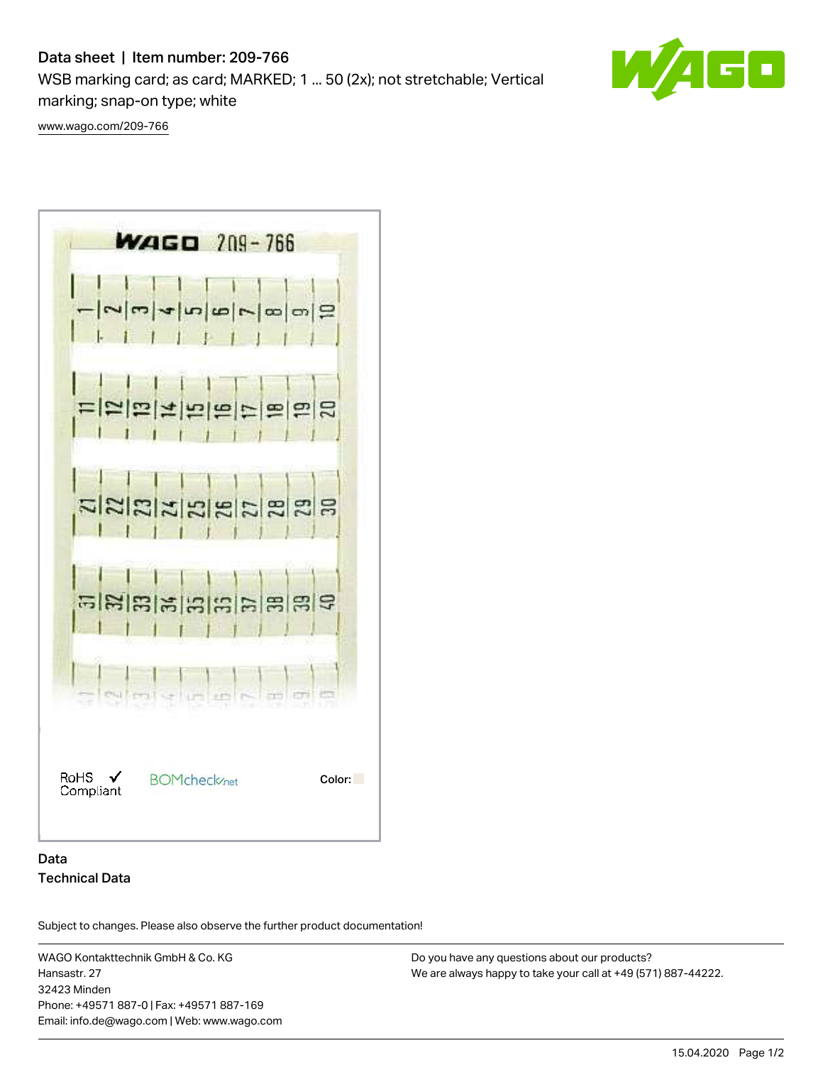Data sheet | Item number: 209-766

WSB marking card; as card; MARKED; 1 ... 50 (2x); not stretchable; Vertical marking; snap-on type; white

www.wago.com/209-766

RoHS Compliant

BOMcheck.net

Color:

## Data

### Technical Data

Subject to changes. Please also observe the further product documentation!

WAGO Kontakttechnik GmbH & Co. KG
Hansastr. 27
32423 Minden
Phone: +49571 887-0 | Fax: +49571 887-169
Email: info.de@wago.com | Web: www.wago.com

Do you have any questions about our products?
We are always happy to take your call at +49 (571) 887-44222.

15.04.2020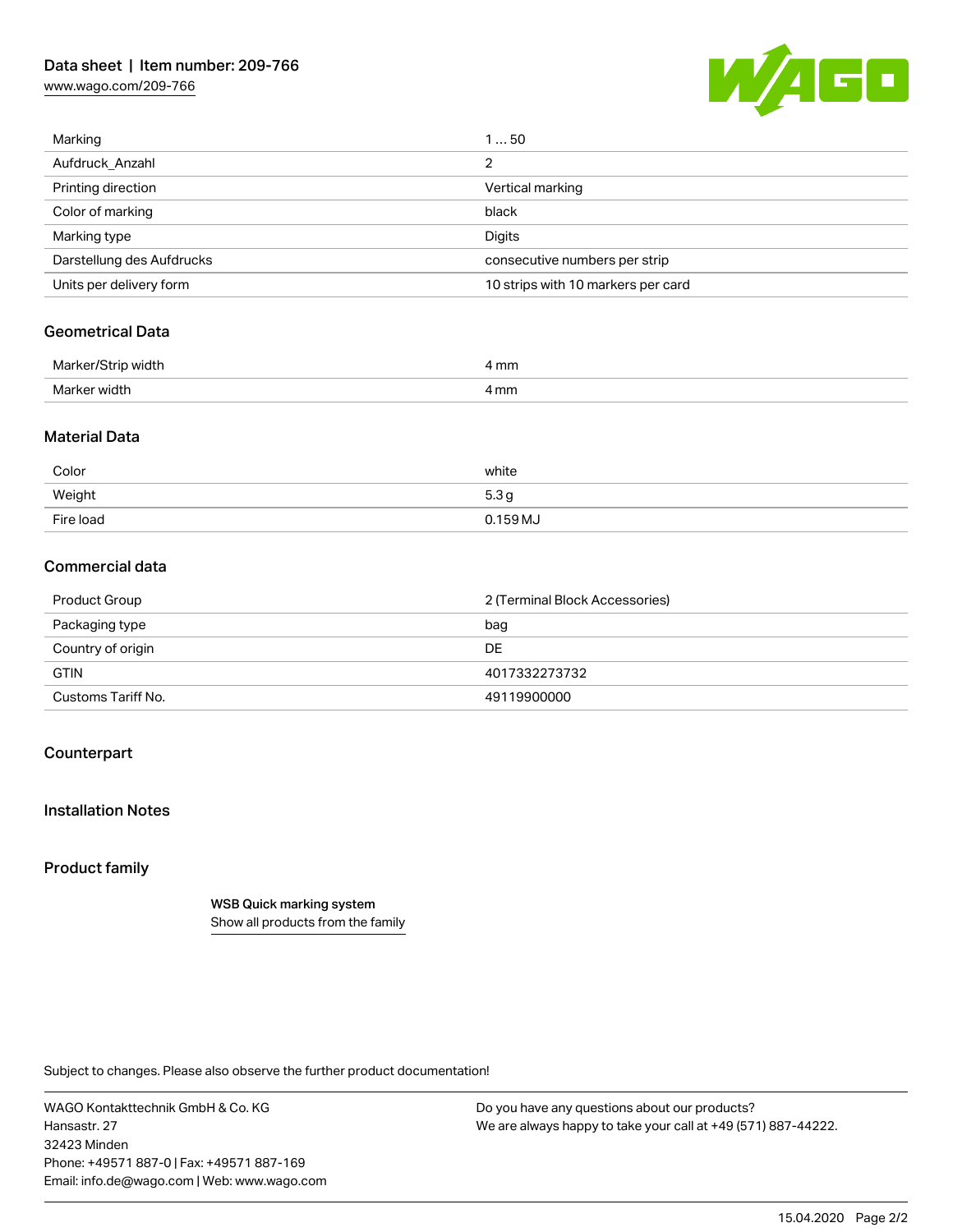| | |
|---|---|
| Marking | 1 … 50 |
| Aufdruck_Anzahl | 2 |
| Printing direction | Vertical marking |
| Color of marking | black |
| Marking type | Digits |
| Darstellung des Aufdrucks | consecutive numbers per strip |
| Units per delivery form | 10 strips with 10 markers per card |

## Geometrical Data

| | |
|---|---|
| Marker/Strip width | 4 mm |
| Marker width | 4 mm |

## Material Data

| | |
|---|---|
| Color | white |
| Weight | 5.3 g |
| Fire load | 0.159 MJ |

## Commercial data

| | |
|---|---|
| Product Group | 2 (Terminal Block Accessories) |
| Packaging type | bag |
| Country of origin | DE |
| GTIN | 4017332273732 |
| Customs Tariff No. | 49119900000 |

## Counterpart

## Installation Notes

## Product family

**WSB Quick marking system**
Show all products from the family

Subject to changes. Please also observe the further product documentation!

WAGO Kontakttechnik GmbH & Co. KG
Hansastr. 27
32423 Minden
Phone: +49571 887-0 | Fax: +49571 887-169
Email: info.de@wago.com | Web: www.wago.com

Do you have any questions about our products?
We are always happy to take your call at +49 (571) 887-44222.